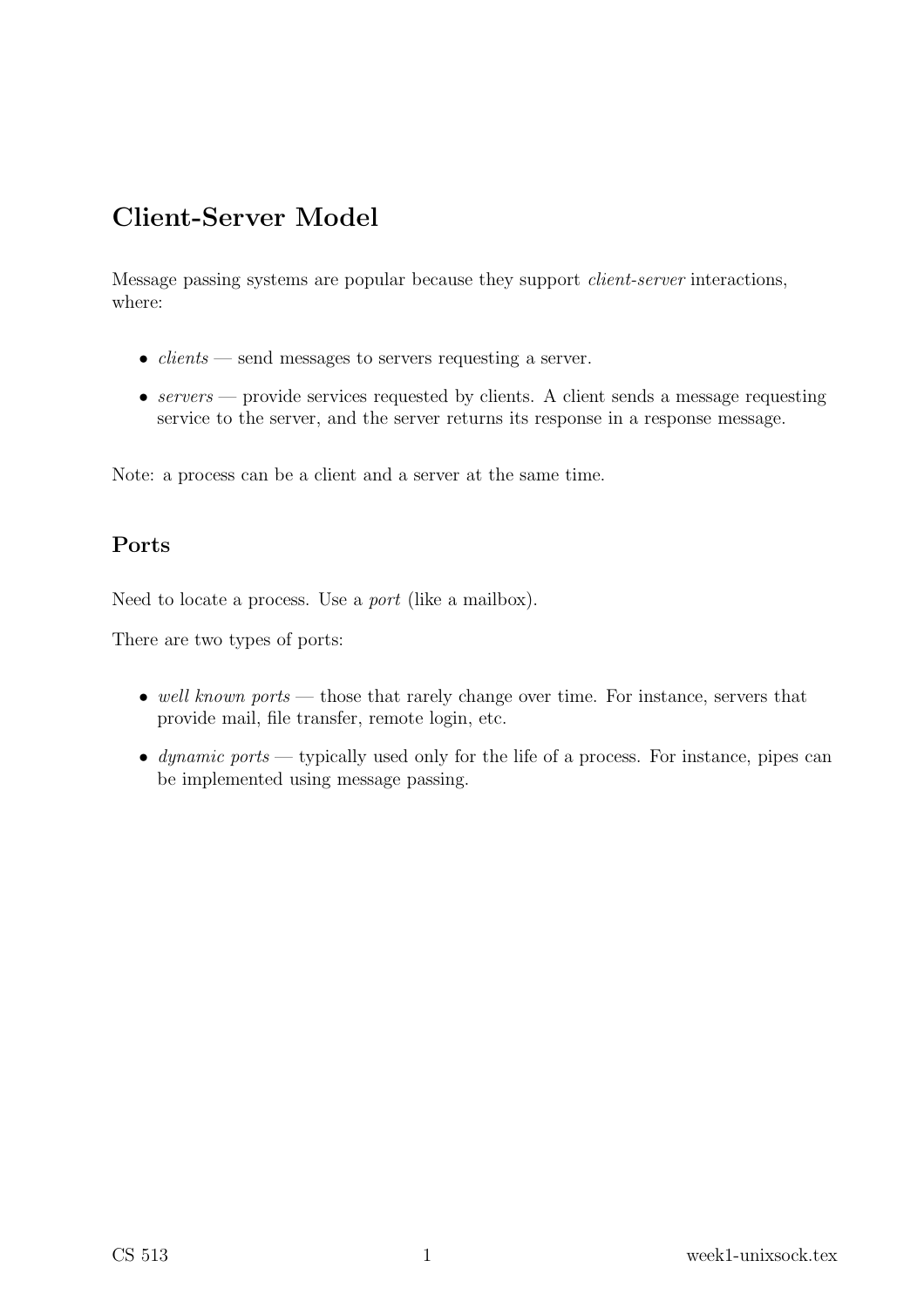## Client-Server Model

Message passing systems are popular because they support *client-server* interactions, where:

- *clients* — send messages to servers requesting a server.
- *servers* — provide services requested by clients. A client sends a message requesting service to the server, and the server returns its response in a response message.

Note: a process can be a client and a server at the same time.

### Ports

Need to locate a process. Use a *port* (like a mailbox).

There are two types of ports:

- *well known ports* — those that rarely change over time. For instance, servers that provide mail, file transfer, remote login, etc.
- *dynamic ports* — typically used only for the life of a process. For instance, pipes can be implemented using message passing.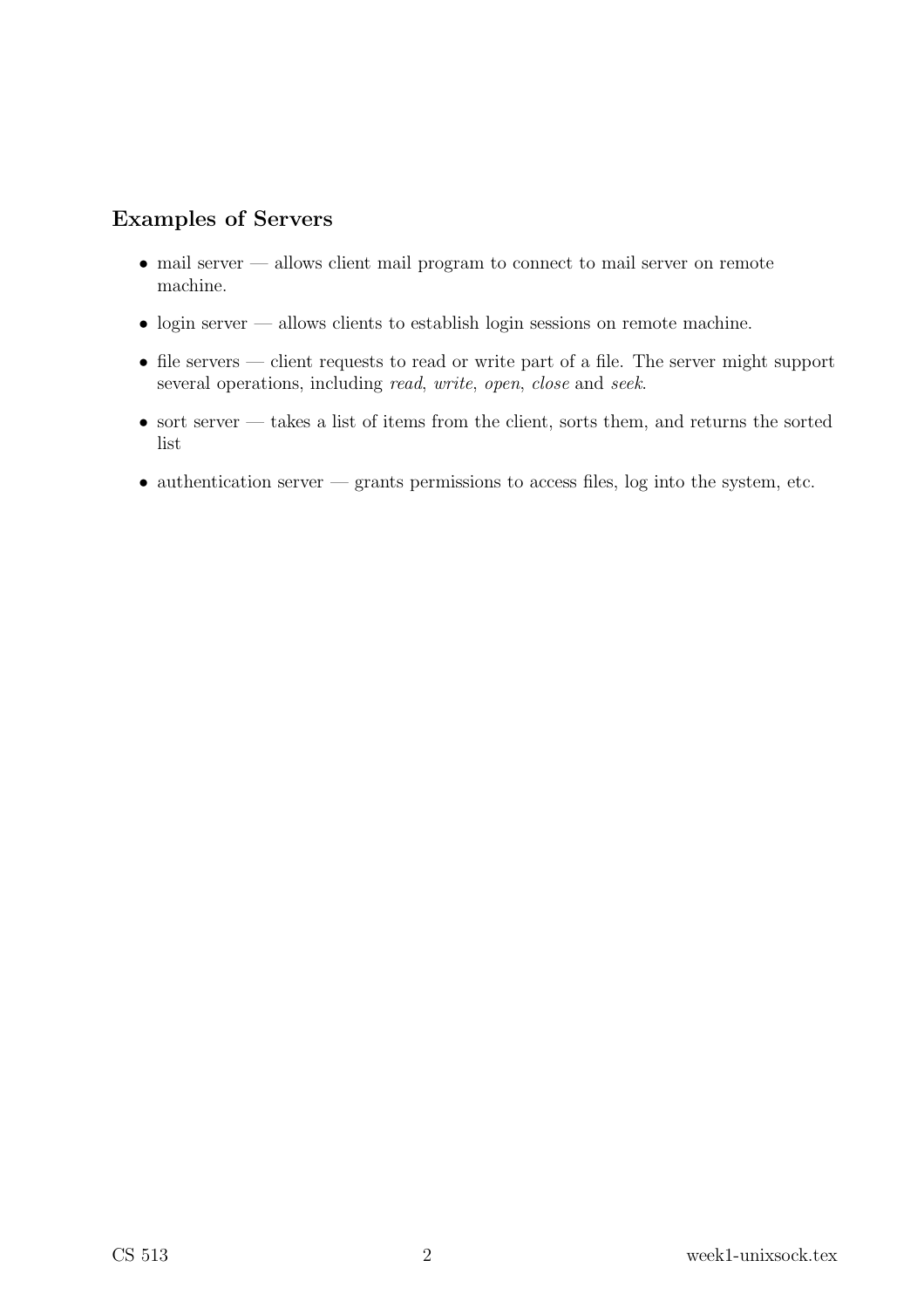## Examples of Servers

- mail server — allows client mail program to connect to mail server on remote machine.
- login server — allows clients to establish login sessions on remote machine.
- file servers — client requests to read or write part of a file. The server might support several operations, including *read*, *write*, *open*, *close* and *seek*.
- sort server — takes a list of items from the client, sorts them, and returns the sorted list
- authentication server — grants permissions to access files, log into the system, etc.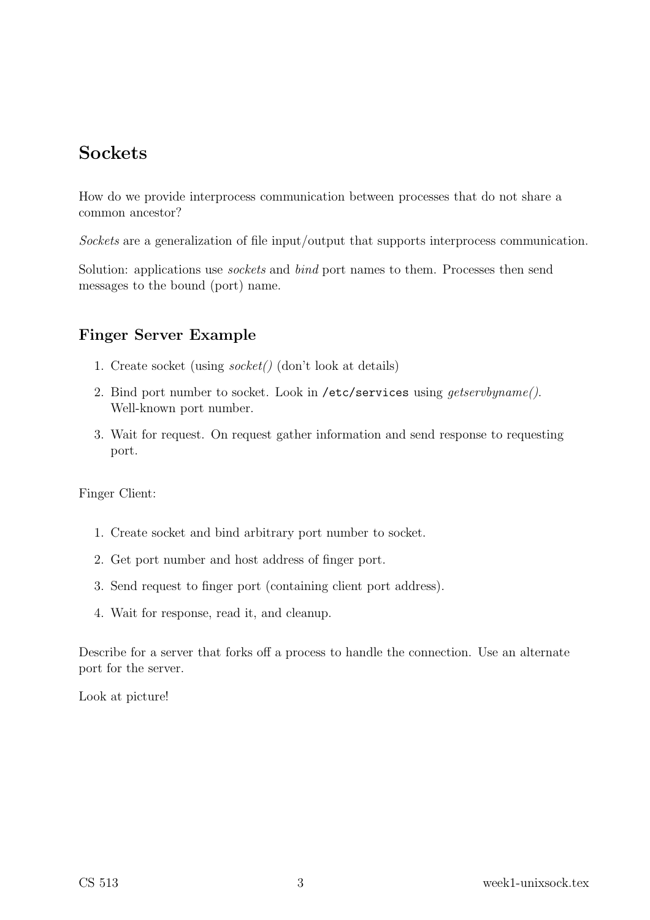## Sockets

How do we provide interprocess communication between processes that do not share a common ancestor?

*Sockets* are a generalization of file input/output that supports interprocess communication.

Solution: applications use *sockets* and *bind* port names to them. Processes then send messages to the bound (port) name.

### Finger Server Example

1. Create socket (using *socket()* (don't look at details)
2. Bind port number to socket. Look in `/etc/services` using *getservbyname()*. Well-known port number.
3. Wait for request. On request gather information and send response to requesting port.

Finger Client:

1. Create socket and bind arbitrary port number to socket.
2. Get port number and host address of finger port.
3. Send request to finger port (containing client port address).
4. Wait for response, read it, and cleanup.

Describe for a server that forks off a process to handle the connection. Use an alternate port for the server.

Look at picture!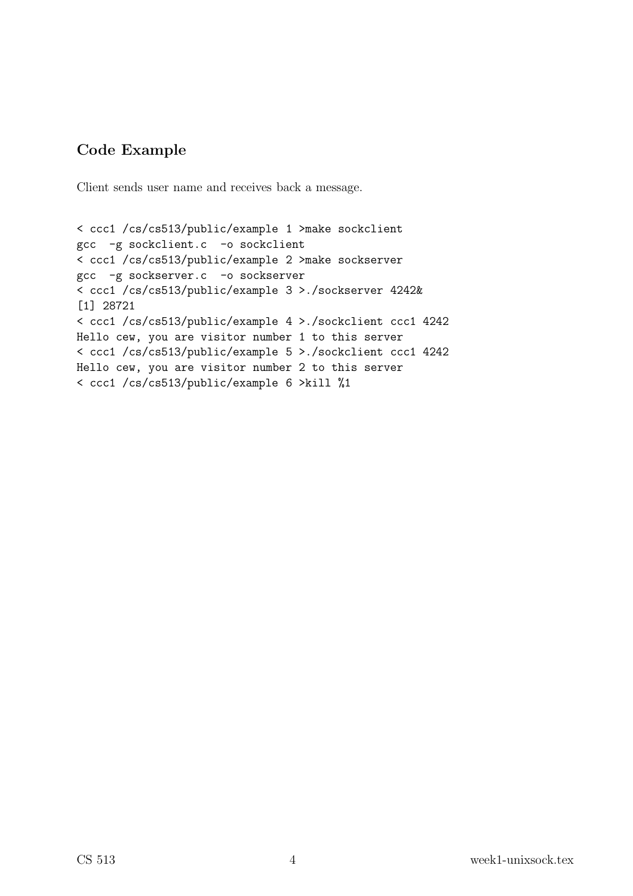### Code Example

Client sends user name and receives back a message.

```
< ccc1 /cs/cs513/public/example 1 >make sockclient
gcc  -g sockclient.c  -o sockclient
< ccc1 /cs/cs513/public/example 2 >make sockserver
gcc  -g sockserver.c  -o sockserver
< ccc1 /cs/cs513/public/example 3 >./sockserver 4242&
[1] 28721
< ccc1 /cs/cs513/public/example 4 >./sockclient ccc1 4242
Hello cew, you are visitor number 1 to this server
< ccc1 /cs/cs513/public/example 5 >./sockclient ccc1 4242
Hello cew, you are visitor number 2 to this server
< ccc1 /cs/cs513/public/example 6 >kill %1
```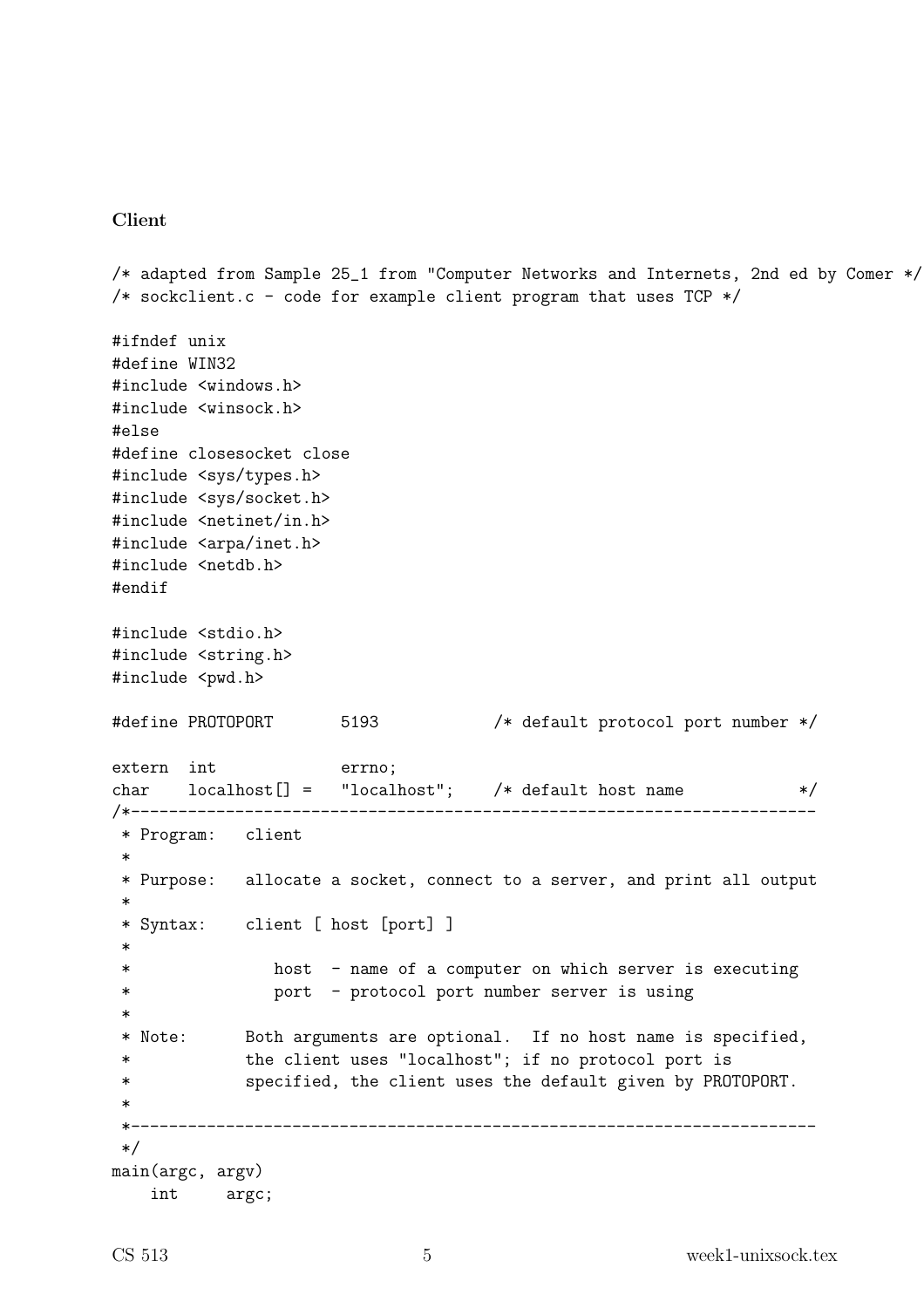**Client**

```
/* adapted from Sample 25_1 from "Computer Networks and Internets, 2nd ed by Comer */
/* sockclient.c - code for example client program that uses TCP */

#ifndef unix
#define WIN32
#include <windows.h>
#include <winsock.h>
#else
#define closesocket close
#include <sys/types.h>
#include <sys/socket.h>
#include <netinet/in.h>
#include <arpa/inet.h>
#include <netdb.h>
#endif

#include <stdio.h>
#include <string.h>
#include <pwd.h>

#define PROTOPORT       5193            /* default protocol port number */

extern  int             errno;
char    localhost[] =   "localhost";    /* default host name            */
/*------------------------------------------------------------------------
 * Program:   client
 *
 * Purpose:   allocate a socket, connect to a server, and print all output
 *
 * Syntax:    client [ host [port] ]
 *
 *               host  - name of a computer on which server is executing
 *               port  - protocol port number server is using
 *
 * Note:      Both arguments are optional.  If no host name is specified,
 *            the client uses "localhost"; if no protocol port is
 *            specified, the client uses the default given by PROTOPORT.
 *
 *------------------------------------------------------------------------
 */
main(argc, argv)
    int     argc;
```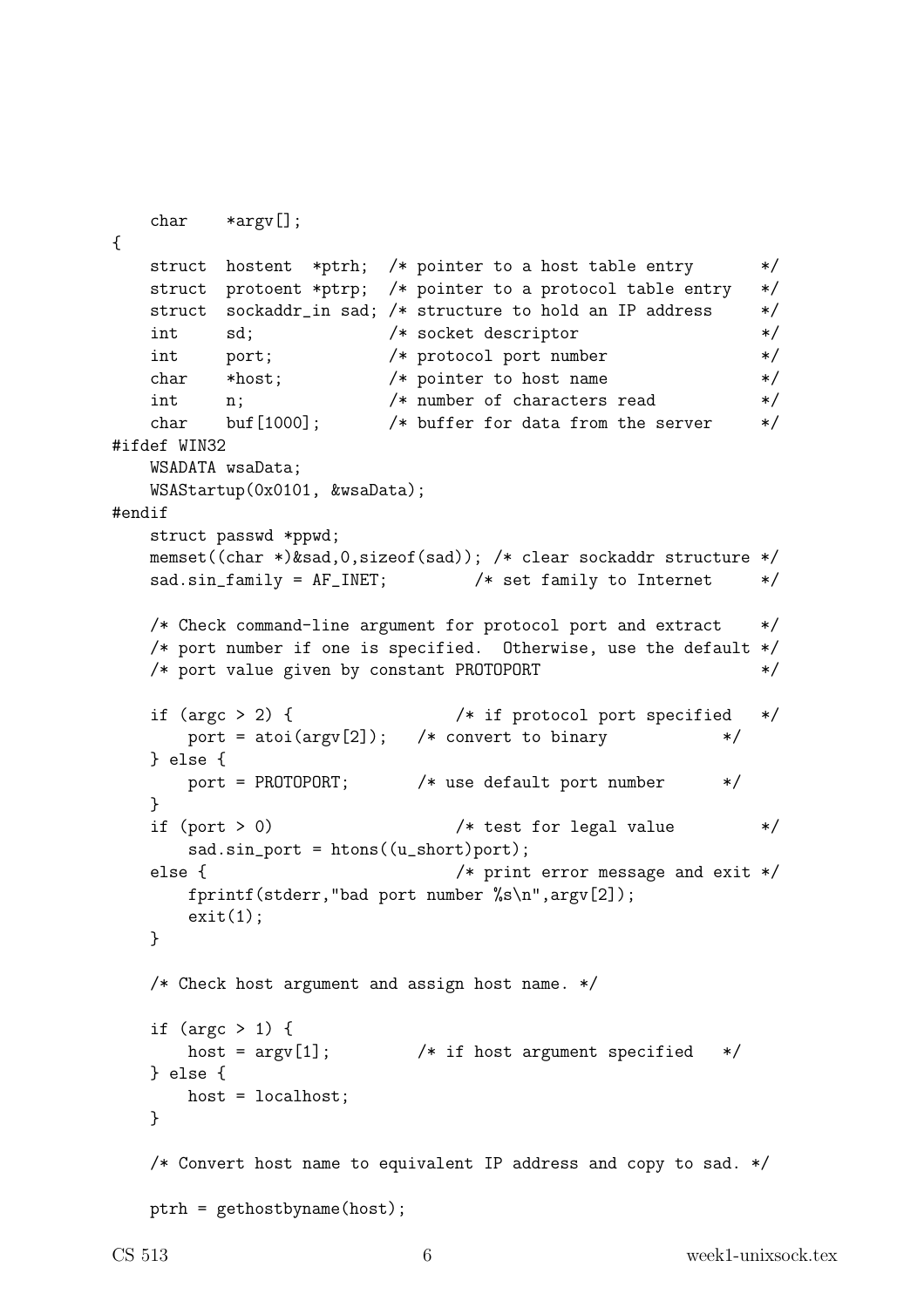```
    char    *argv[];
{
    struct  hostent  *ptrh;  /* pointer to a host table entry       */
    struct  protoent *ptrp;  /* pointer to a protocol table entry   */
    struct  sockaddr_in sad; /* structure to hold an IP address     */
    int     sd;              /* socket descriptor                   */
    int     port;            /* protocol port number                */
    char    *host;           /* pointer to host name                */
    int     n;               /* number of characters read           */
    char    buf[1000];       /* buffer for data from the server     */
#ifdef WIN32
    WSADATA wsaData;
    WSAStartup(0x0101, &wsaData);
#endif
    struct passwd *ppwd;
    memset((char *)&sad,0,sizeof(sad)); /* clear sockaddr structure */
    sad.sin_family = AF_INET;         /* set family to Internet     */

    /* Check command-line argument for protocol port and extract    */
    /* port number if one is specified.  Otherwise, use the default */
    /* port value given by constant PROTOPORT                       */

    if (argc > 2) {                 /* if protocol port specified   */
        port = atoi(argv[2]);   /* convert to binary            */
    } else {
        port = PROTOPORT;       /* use default port number      */
    }
    if (port > 0)                   /* test for legal value         */
        sad.sin_port = htons((u_short)port);
    else {                          /* print error message and exit */
        fprintf(stderr,"bad port number %s\n",argv[2]);
        exit(1);
    }

    /* Check host argument and assign host name. */

    if (argc > 1) {
        host = argv[1];         /* if host argument specified   */
    } else {
        host = localhost;
    }

    /* Convert host name to equivalent IP address and copy to sad. */

    ptrh = gethostbyname(host);
```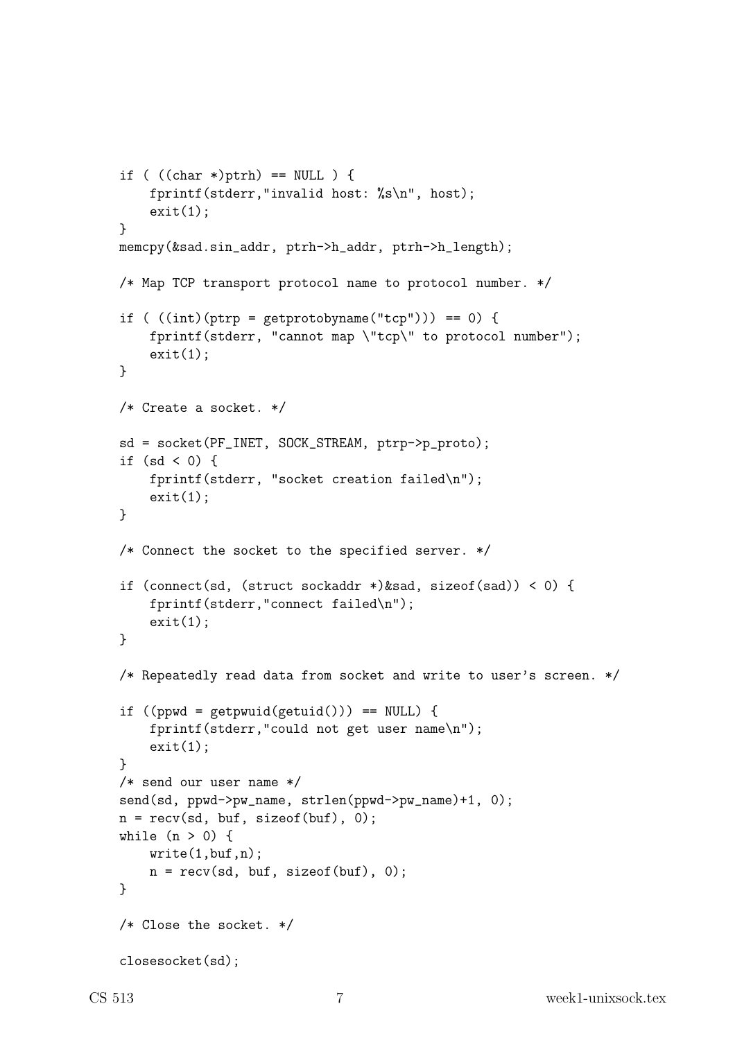```
    if ( ((char *)ptrh) == NULL ) {
        fprintf(stderr,"invalid host: %s\n", host);
        exit(1);
    }
    memcpy(&sad.sin_addr, ptrh->h_addr, ptrh->h_length);

    /* Map TCP transport protocol name to protocol number. */

    if ( ((int)(ptrp = getprotobyname("tcp"))) == 0) {
        fprintf(stderr, "cannot map \"tcp\" to protocol number");
        exit(1);
    }

    /* Create a socket. */

    sd = socket(PF_INET, SOCK_STREAM, ptrp->p_proto);
    if (sd < 0) {
        fprintf(stderr, "socket creation failed\n");
        exit(1);
    }

    /* Connect the socket to the specified server. */

    if (connect(sd, (struct sockaddr *)&sad, sizeof(sad)) < 0) {
        fprintf(stderr,"connect failed\n");
        exit(1);
    }

    /* Repeatedly read data from socket and write to user's screen. */

    if ((ppwd = getpwuid(getuid())) == NULL) {
        fprintf(stderr,"could not get user name\n");
        exit(1);
    }
    /* send our user name */
    send(sd, ppwd->pw_name, strlen(ppwd->pw_name)+1, 0);
    n = recv(sd, buf, sizeof(buf), 0);
    while (n > 0) {
        write(1,buf,n);
        n = recv(sd, buf, sizeof(buf), 0);
    }

    /* Close the socket. */

    closesocket(sd);
```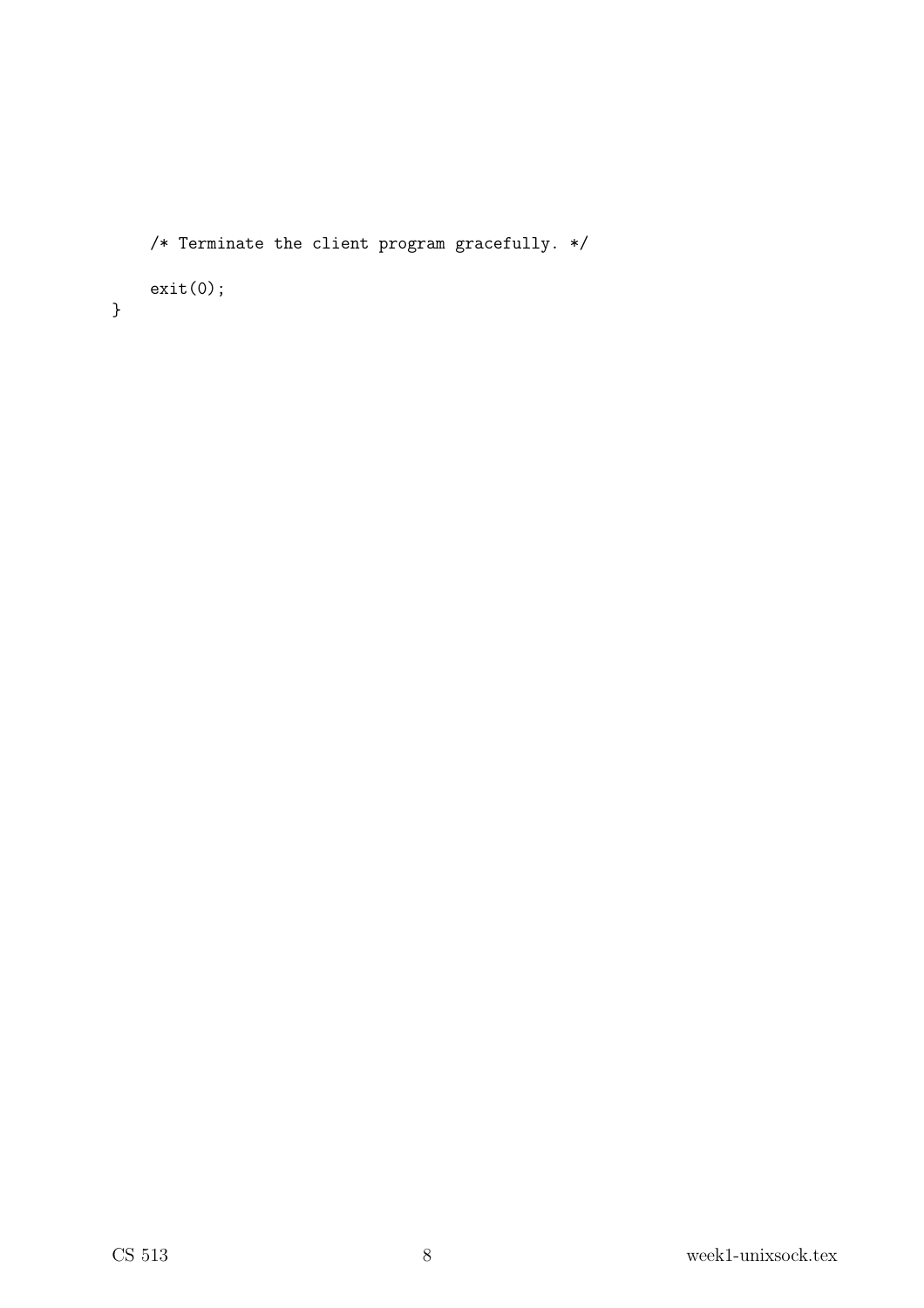```
    /* Terminate the client program gracefully. */

    exit(0);
}
```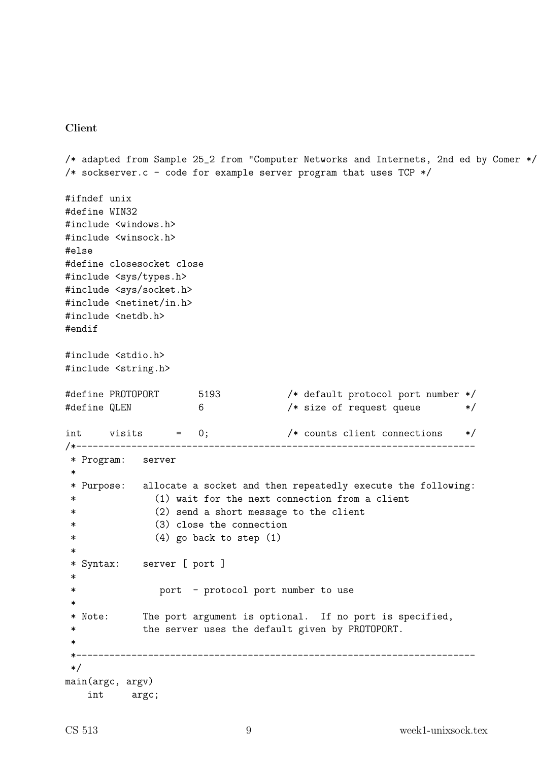**Client**

```
/* adapted from Sample 25_2 from "Computer Networks and Internets, 2nd ed by Comer */
/* sockserver.c - code for example server program that uses TCP */

#ifndef unix
#define WIN32
#include <windows.h>
#include <winsock.h>
#else
#define closesocket close
#include <sys/types.h>
#include <sys/socket.h>
#include <netinet/in.h>
#include <netdb.h>
#endif

#include <stdio.h>
#include <string.h>

#define PROTOPORT       5193            /* default protocol port number */
#define QLEN            6               /* size of request queue        */

int     visits      =   0;              /* counts client connections    */
/*------------------------------------------------------------------------
 * Program:   server
 *
 * Purpose:   allocate a socket and then repeatedly execute the following:
 *              (1) wait for the next connection from a client
 *              (2) send a short message to the client
 *              (3) close the connection
 *              (4) go back to step (1)
 *
 * Syntax:    server [ port ]
 *
 *               port  - protocol port number to use
 *
 * Note:      The port argument is optional.  If no port is specified,
 *            the server uses the default given by PROTOPORT.
 *
 *------------------------------------------------------------------------
 */
main(argc, argv)
    int     argc;
```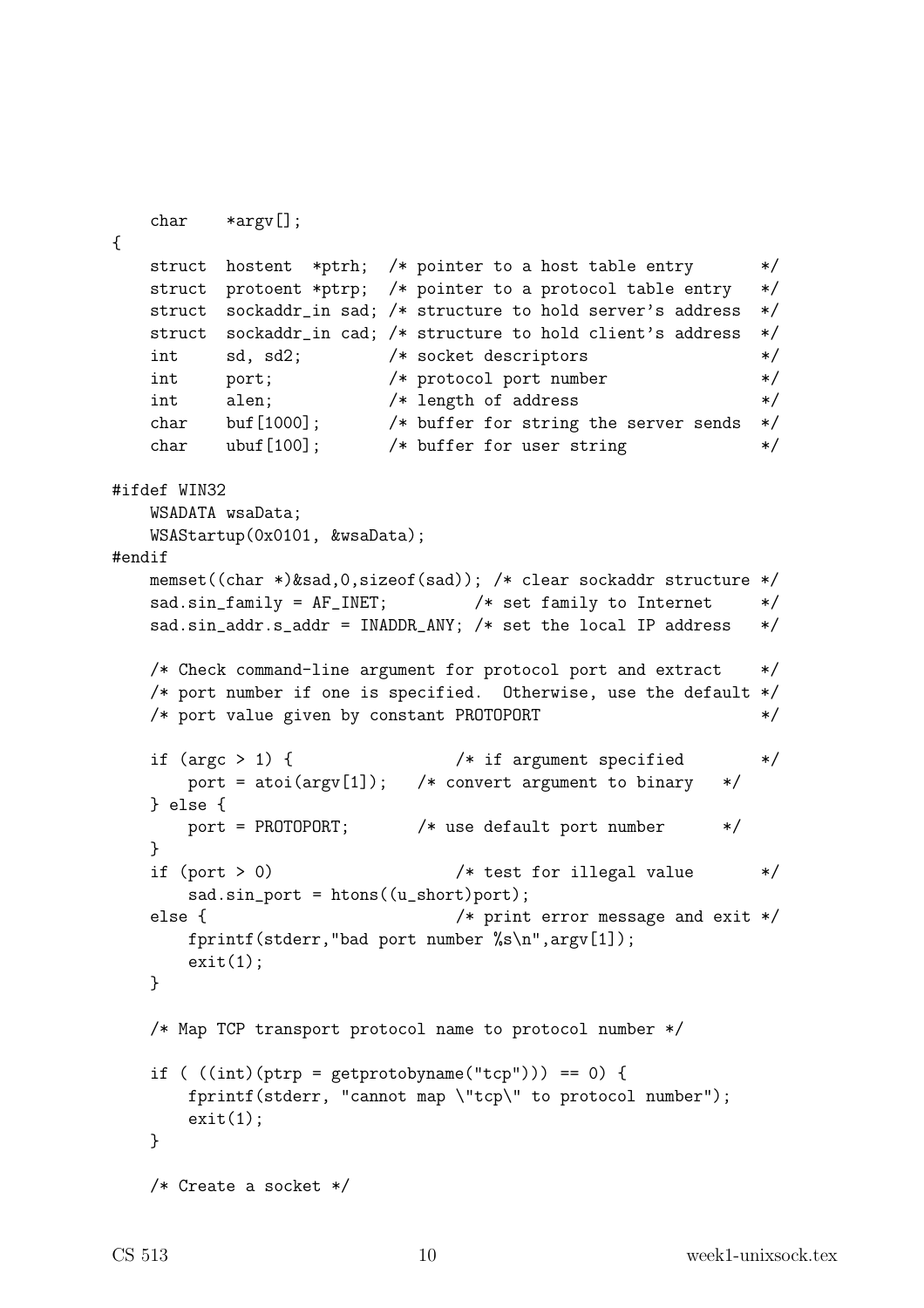```
    char    *argv[];
{
    struct  hostent  *ptrh;  /* pointer to a host table entry       */
    struct  protoent *ptrp;  /* pointer to a protocol table entry   */
    struct  sockaddr_in sad; /* structure to hold server's address  */
    struct  sockaddr_in cad; /* structure to hold client's address  */
    int     sd, sd2;         /* socket descriptors                  */
    int     port;            /* protocol port number                */
    int     alen;            /* length of address                   */
    char    buf[1000];       /* buffer for string the server sends  */
    char    ubuf[100];       /* buffer for user string              */

#ifdef WIN32
    WSADATA wsaData;
    WSAStartup(0x0101, &wsaData);
#endif
    memset((char *)&sad,0,sizeof(sad)); /* clear sockaddr structure */
    sad.sin_family = AF_INET;         /* set family to Internet     */
    sad.sin_addr.s_addr = INADDR_ANY; /* set the local IP address   */

    /* Check command-line argument for protocol port and extract    */
    /* port number if one is specified.  Otherwise, use the default */
    /* port value given by constant PROTOPORT                       */

    if (argc > 1) {                 /* if argument specified        */
        port = atoi(argv[1]);   /* convert argument to binary   */
    } else {
        port = PROTOPORT;       /* use default port number      */
    }
    if (port > 0)                   /* test for illegal value       */
        sad.sin_port = htons((u_short)port);
    else {                          /* print error message and exit */
        fprintf(stderr,"bad port number %s\n",argv[1]);
        exit(1);
    }

    /* Map TCP transport protocol name to protocol number */

    if ( ((int)(ptrp = getprotobyname("tcp"))) == 0) {
        fprintf(stderr, "cannot map \"tcp\" to protocol number");
        exit(1);
    }

    /* Create a socket */
```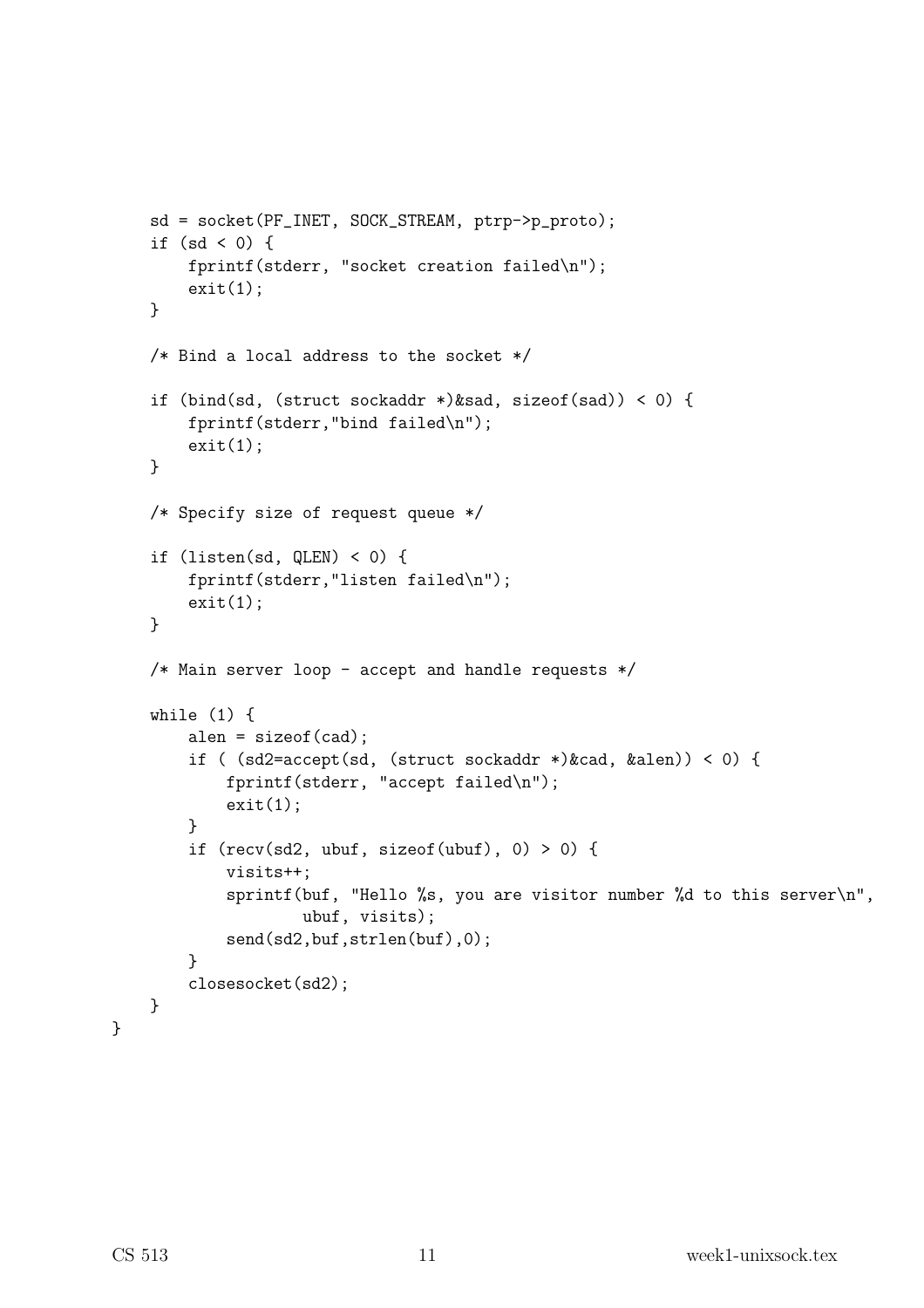```
    sd = socket(PF_INET, SOCK_STREAM, ptrp->p_proto);
    if (sd < 0) {
        fprintf(stderr, "socket creation failed\n");
        exit(1);
    }

    /* Bind a local address to the socket */

    if (bind(sd, (struct sockaddr *)&sad, sizeof(sad)) < 0) {
        fprintf(stderr,"bind failed\n");
        exit(1);
    }

    /* Specify size of request queue */

    if (listen(sd, QLEN) < 0) {
        fprintf(stderr,"listen failed\n");
        exit(1);
    }

    /* Main server loop - accept and handle requests */

    while (1) {
        alen = sizeof(cad);
        if ( (sd2=accept(sd, (struct sockaddr *)&cad, &alen)) < 0) {
            fprintf(stderr, "accept failed\n");
            exit(1);
        }
        if (recv(sd2, ubuf, sizeof(ubuf), 0) > 0) {
            visits++;
            sprintf(buf, "Hello %s, you are visitor number %d to this server\n",
                    ubuf, visits);
            send(sd2,buf,strlen(buf),0);
        }
        closesocket(sd2);
    }
}
```